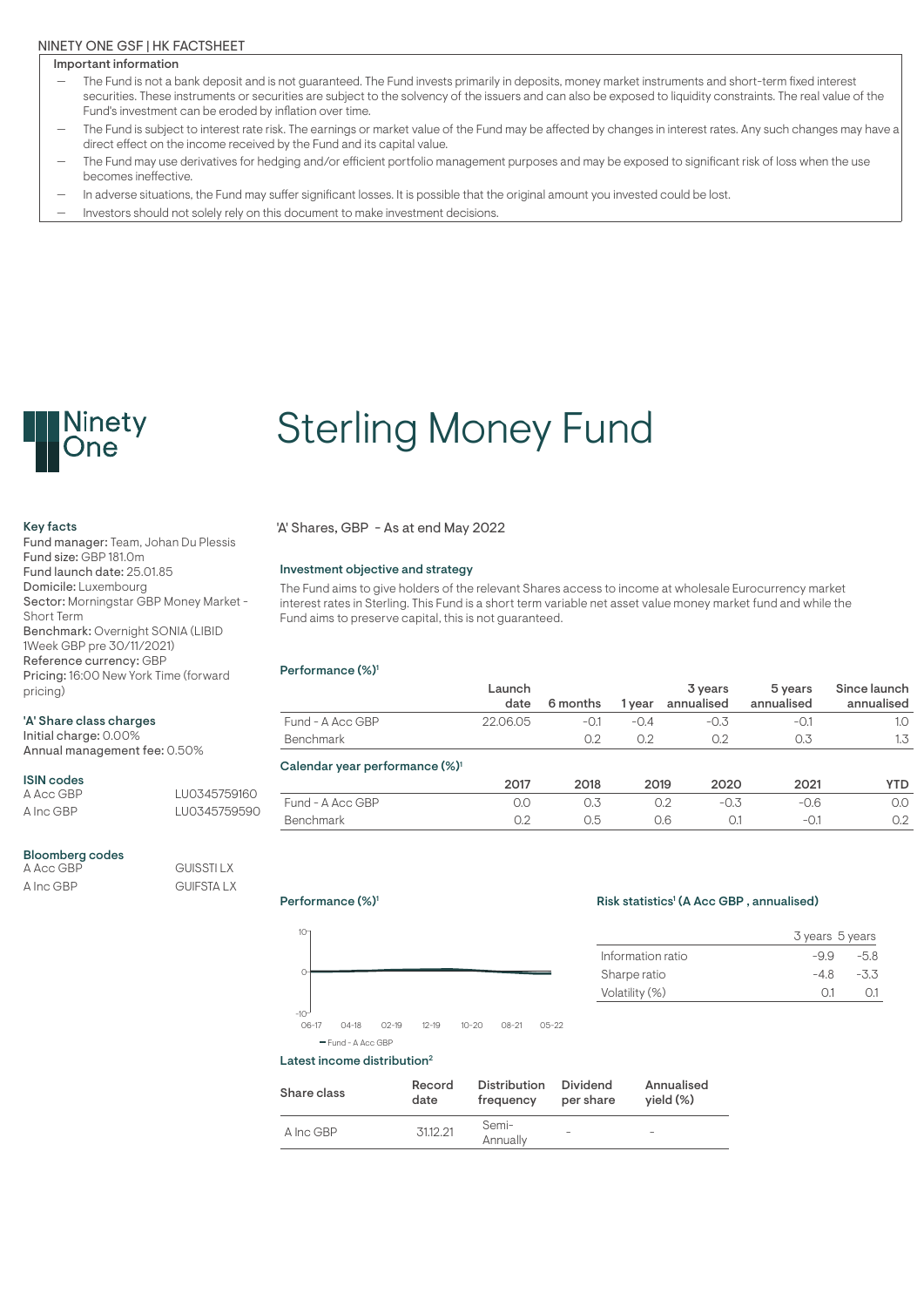NINETY ONE GSF | HK FACTSHEET

**Important information**

- The Fund is not a bank deposit and is not guaranteed. The Fund invests primarily in deposits, money market instruments and short-term fixed interest securities. These instruments or securities are subject to the solvency of the issuers and can also be exposed to liquidity constraints. The real value of the Fund's investment can be eroded by inflation over time.
- The Fund is subject to interest rate risk. The earnings or market value of the Fund may be affected by changes in interest rates. Any such changes may have a direct effect on the income received by the Fund and its capital value.
- The Fund may use derivatives for hedging and/or efficient portfolio management purposes and may be exposed to significant risk of loss when the use becomes ineffective.
- In adverse situations, the Fund may suffer significant losses. It is possible that the original amount you invested could be lost.
- Investors should not solely rely on this document to make investment decisions.

Ninety One

# Sterling Money Fund

'A' Shares, GBP - As at end May 2022

### Key facts

**Fund manager:** Team, Johan Du Plessis
**Fund size:** GBP 181.0m
**Fund launch date:** 25.01.85
**Domicile:** Luxembourg
**Sector:** Morningstar GBP Money Market - Short Term
**Benchmark:** Overnight SONIA (LIBID 1Week GBP pre 30/11/2021)
**Reference currency:** GBP
**Pricing:** 16:00 New York Time (forward pricing)

### 'A' Share class charges

Initial charge: 0.00%
Annual management fee: 0.50%

### ISIN codes

| | |
|---|---|
| A Acc GBP | LU0345759160 |
| A Inc GBP | LU0345759590 |

### Bloomberg codes

| | |
|---|---|
| A Acc GBP | GUISSTI LX |
| A Inc GBP | GUIFSTA LX |

### Investment objective and strategy

The Fund aims to give holders of the relevant Shares access to income at wholesale Eurocurrency market interest rates in Sterling. This Fund is a short term variable net asset value money market fund and while the Fund aims to preserve capital, this is not guaranteed.

### Performance (%)[1]

| | Launch date | 6 months | 1 year | 3 years annualised | 5 years annualised | Since launch annualised |
|---|---|---|---|---|---|---|
| Fund - A Acc GBP | 22.06.05 | -0.1 | -0.4 | -0.3 | -0.1 | 1.0 |
| Benchmark | | 0.2 | 0.2 | 0.2 | 0.3 | 1.3 |

### Calendar year performance (%)[1]

| | 2017 | 2018 | 2019 | 2020 | 2021 | YTD |
|---|---|---|---|---|---|---|
| Fund - A Acc GBP | 0.0 | 0.3 | 0.2 | -0.3 | -0.6 | 0.0 |
| Benchmark | 0.2 | 0.5 | 0.6 | 0.1 | -0.1 | 0.2 |

### Performance (%)[1]

10
0
-10
06-17 04-18 02-19 12-19 10-20 08-21 05-22
Fund - A Acc GBP

### Risk statistics[1] (A Acc GBP , annualised)

| | 3 years | 5 years |
|---|---|---|
| Information ratio | -9.9 | -5.8 |
| Sharpe ratio | -4.8 | -3.3 |
| Volatility (%) | 0.1 | 0.1 |

### Latest income distribution[2]

| Share class | Record date | Distribution frequency | Dividend per share | Annualised yield (%) |
|---|---|---|---|---|
| A Inc GBP | 31.12.21 | Semi-Annually | - | - |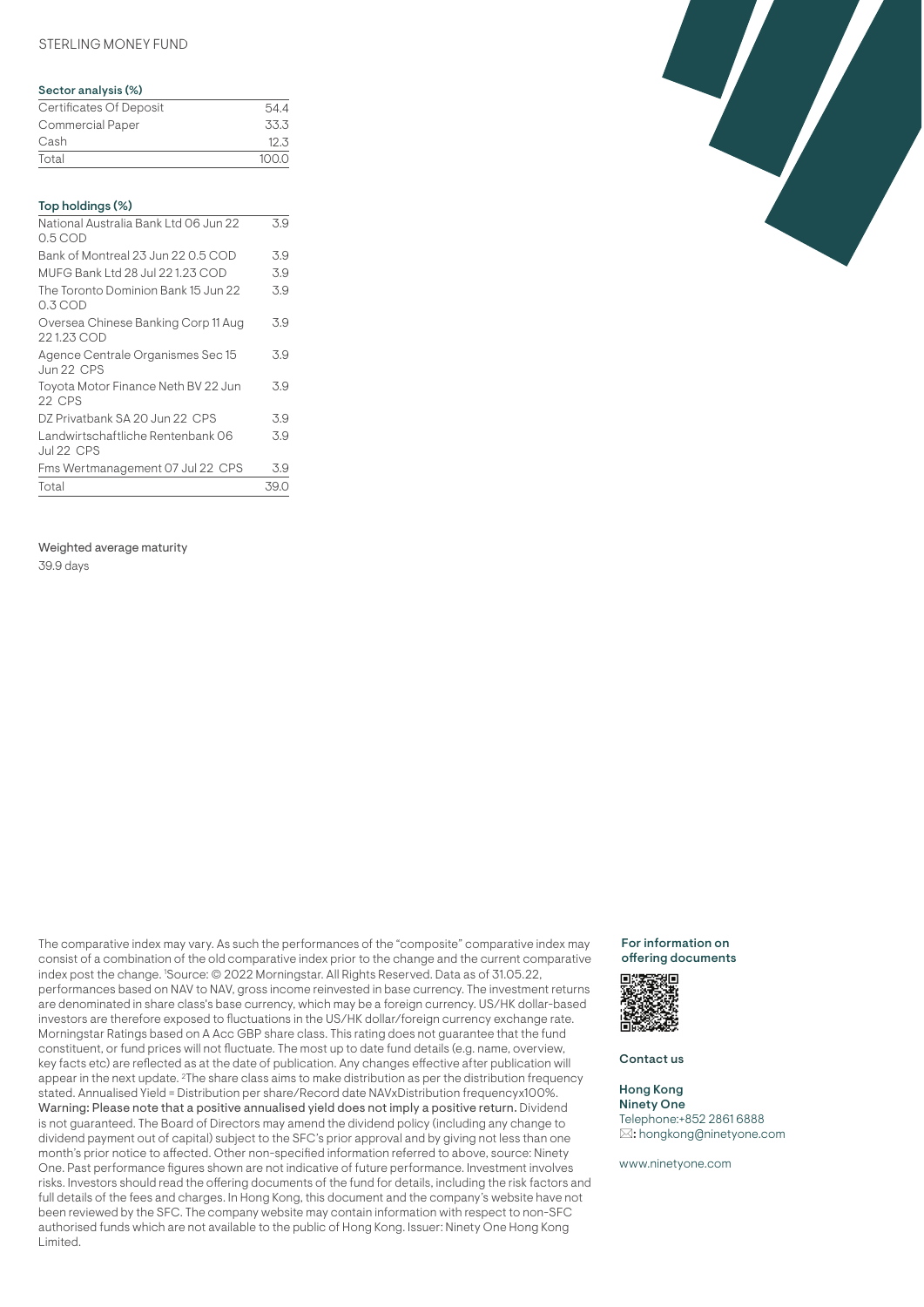STERLING MONEY FUND

### Sector analysis (%)

| | |
|---|---|
| Certificates Of Deposit | 54.4 |
| Commercial Paper | 33.3 |
| Cash | 12.3 |
| Total | 100.0 |

### Top holdings (%)

| | |
|---|---|
| National Australia Bank Ltd 06 Jun 22 0.5 COD | 3.9 |
| Bank of Montreal 23 Jun 22 0.5 COD | 3.9 |
| MUFG Bank Ltd 28 Jul 22 1.23 COD | 3.9 |
| The Toronto Dominion Bank 15 Jun 22 0.3 COD | 3.9 |
| Oversea Chinese Banking Corp 11 Aug 22 1.23 COD | 3.9 |
| Agence Centrale Organismes Sec 15 Jun 22 CPS | 3.9 |
| Toyota Motor Finance Neth BV 22 Jun 22 CPS | 3.9 |
| DZ Privatbank SA 20 Jun 22 CPS | 3.9 |
| Landwirtschaftliche Rentenbank 06 Jul 22 CPS | 3.9 |
| Fms Wertmanagement 07 Jul 22 CPS | 3.9 |
| Total | 39.0 |

Weighted average maturity

39.9 days

The comparative index may vary. As such the performances of the "composite" comparative index may consist of a combination of the old comparative index prior to the change and the current comparative index post the change. [1]Source: © 2022 Morningstar. All Rights Reserved. Data as of 31.05.22, performances based on NAV to NAV, gross income reinvested in base currency. The investment returns are denominated in share class's base currency, which may be a foreign currency. US/HK dollar-based investors are therefore exposed to fluctuations in the US/HK dollar/foreign currency exchange rate. Morningstar Ratings based on A Acc GBP share class. This rating does not guarantee that the fund constituent, or fund prices will not fluctuate. The most up to date fund details (e.g. name, overview, key facts etc) are reflected as at the date of publication. Any changes effective after publication will appear in the next update. [2]The share class aims to make distribution as per the distribution frequency stated. Annualised Yield = Distribution per share/Record date NAVxDistribution frequencyx100%. **Warning: Please note that a positive annualised yield does not imply a positive return.** Dividend is not guaranteed. The Board of Directors may amend the dividend policy (including any change to dividend payment out of capital) subject to the SFC's prior approval and by giving not less than one month's prior notice to affected. Other non-specified information referred to above, source: Ninety One. Past performance figures shown are not indicative of future performance. Investment involves risks. Investors should read the offering documents of the fund for details, including the risk factors and full details of the fees and charges. In Hong Kong, this document and the company's website have not been reviewed by the SFC. The company website may contain information with respect to non-SFC authorised funds which are not available to the public of Hong Kong. Issuer: Ninety One Hong Kong Limited.

**For information on offering documents**

**Contact us**

**Hong Kong**
**Ninety One**
Telephone:+852 2861 6888
✉: hongkong@ninetyone.com

www.ninetyone.com